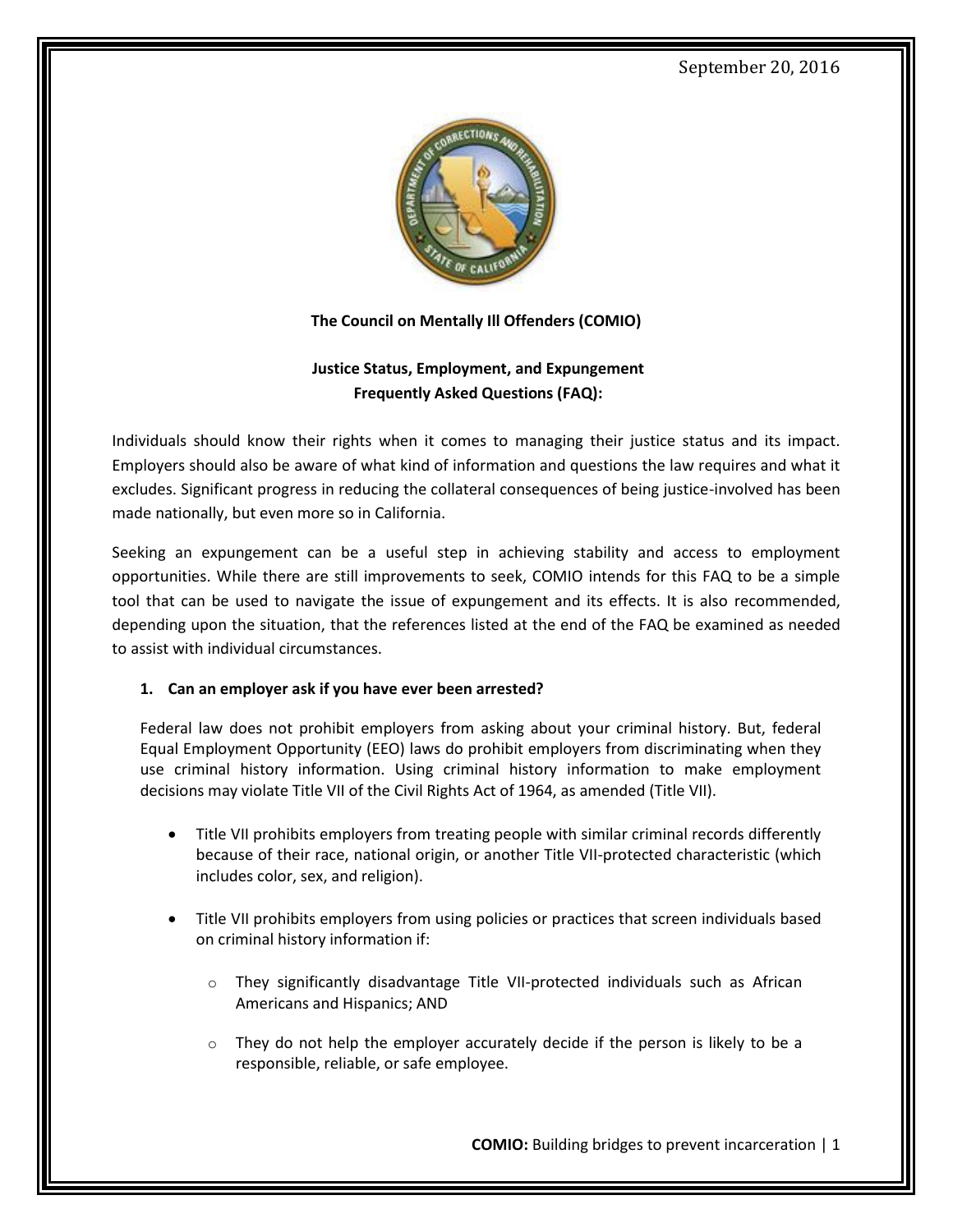September 20, 2016

**The Council on Mentally Ill Offenders (COMIO)**

**Justice Status, Employment, and Expungement Frequently Asked Questions (FAQ):**

Individuals should know their rights when it comes to managing their justice status and its impact. Employers should also be aware of what kind of information and questions the law requires and what it excludes. Significant progress in reducing the collateral consequences of being justice-involved has been made nationally, but even more so in California.

Seeking an expungement can be a useful step in achieving stability and access to employment opportunities. While there are still improvements to seek, COMIO intends for this FAQ to be a simple tool that can be used to navigate the issue of expungement and its effects. It is also recommended, depending upon the situation, that the references listed at the end of the FAQ be examined as needed to assist with individual circumstances.

**1. Can an employer ask if you have ever been arrested?**

Federal law does not prohibit employers from asking about your criminal history. But, federal Equal Employment Opportunity (EEO) laws do prohibit employers from discriminating when they use criminal history information. Using criminal history information to make employment decisions may violate Title VII of the Civil Rights Act of 1964, as amended (Title VII).

- Title VII prohibits employers from treating people with similar criminal records differently because of their race, national origin, or another Title VII-protected characteristic (which includes color, sex, and religion).

- Title VII prohibits employers from using policies or practices that screen individuals based on criminal history information if:

  - They significantly disadvantage Title VII-protected individuals such as African Americans and Hispanics; AND

  - They do not help the employer accurately decide if the person is likely to be a responsible, reliable, or safe employee.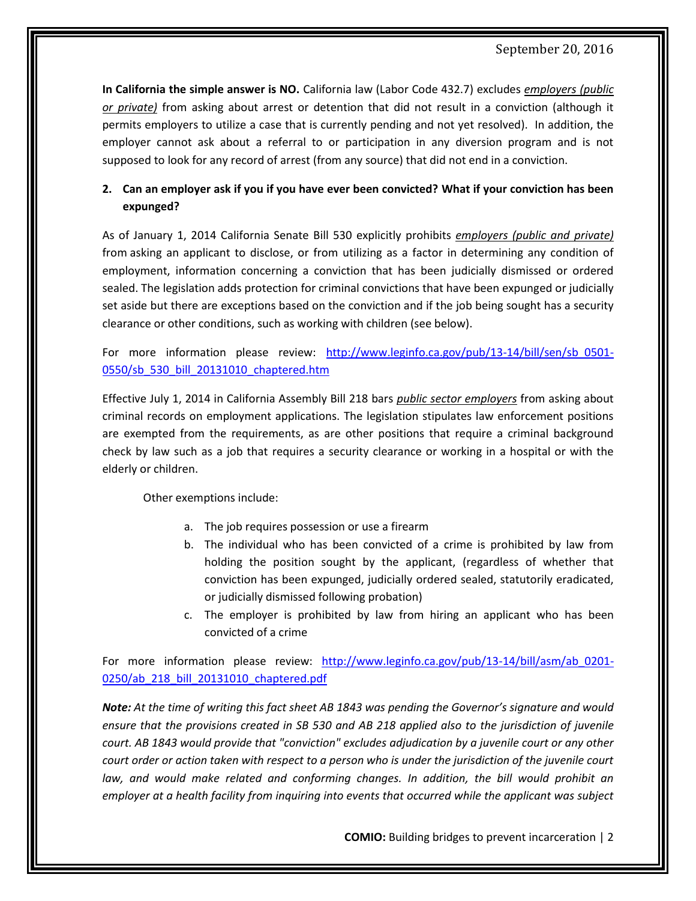**In California the simple answer is NO.** California law (Labor Code 432.7) excludes _employers (public or private)_ from asking about arrest or detention that did not result in a conviction (although it permits employers to utilize a case that is currently pending and not yet resolved). In addition, the employer cannot ask about a referral to or participation in any diversion program and is not supposed to look for any record of arrest (from any source) that did not end in a conviction.

**2. Can an employer ask if you if you have ever been convicted? What if your conviction has been expunged?**

As of January 1, 2014 California Senate Bill 530 explicitly prohibits _employers (public and private)_ from asking an applicant to disclose, or from utilizing as a factor in determining any condition of employment, information concerning a conviction that has been judicially dismissed or ordered sealed. The legislation adds protection for criminal convictions that have been expunged or judicially set aside but there are exceptions based on the conviction and if the job being sought has a security clearance or other conditions, such as working with children (see below).

For more information please review: [http://www.leginfo.ca.gov/pub/13-14/bill/sen/sb_0501-0550/sb_530_bill_20131010_chaptered.htm](http://www.leginfo.ca.gov/pub/13-14/bill/sen/sb_0501-0550/sb_530_bill_20131010_chaptered.htm)

Effective July 1, 2014 in California Assembly Bill 218 bars _public sector employers_ from asking about criminal records on employment applications. The legislation stipulates law enforcement positions are exempted from the requirements, as are other positions that require a criminal background check by law such as a job that requires a security clearance or working in a hospital or with the elderly or children.

Other exemptions include:

a. The job requires possession or use a firearm
b. The individual who has been convicted of a crime is prohibited by law from holding the position sought by the applicant, (regardless of whether that conviction has been expunged, judicially ordered sealed, statutorily eradicated, or judicially dismissed following probation)
c. The employer is prohibited by law from hiring an applicant who has been convicted of a crime

For more information please review: [http://www.leginfo.ca.gov/pub/13-14/bill/asm/ab_0201-0250/ab_218_bill_20131010_chaptered.pdf](http://www.leginfo.ca.gov/pub/13-14/bill/asm/ab_0201-0250/ab_218_bill_20131010_chaptered.pdf)

***Note:*** *At the time of writing this fact sheet AB 1843 was pending the Governor's signature and would ensure that the provisions created in SB 530 and AB 218 applied also to the jurisdiction of juvenile court. AB 1843 would provide that "conviction" excludes adjudication by a juvenile court or any other court order or action taken with respect to a person who is under the jurisdiction of the juvenile court law, and would make related and conforming changes. In addition, the bill would prohibit an employer at a health facility from inquiring into events that occurred while the applicant was subject*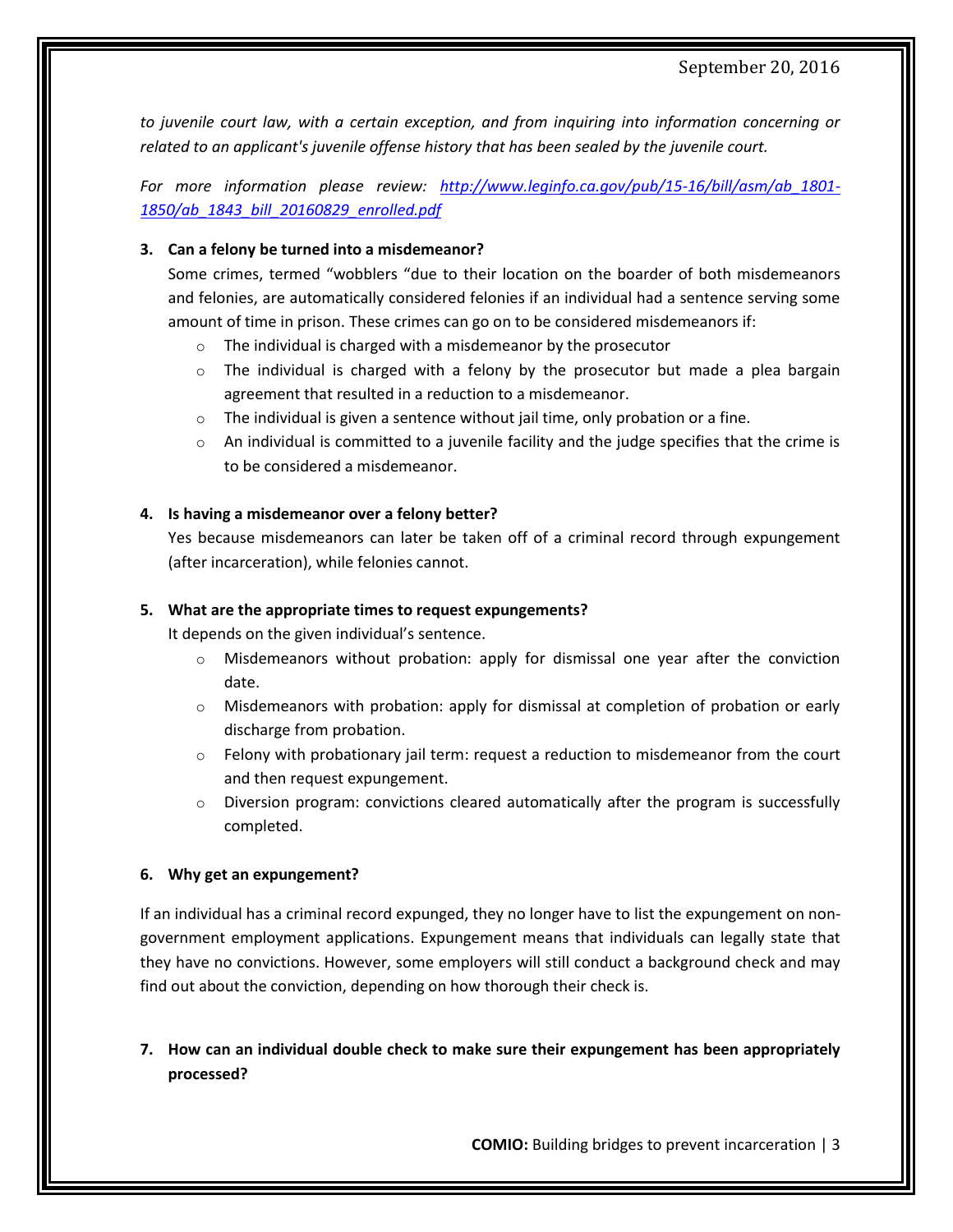*to juvenile court law, with a certain exception, and from inquiring into information concerning or related to an applicant's juvenile offense history that has been sealed by the juvenile court.*

*For more information please review: [http://www.leginfo.ca.gov/pub/15-16/bill/asm/ab_1801-1850/ab_1843_bill_20160829_enrolled.pdf](http://www.leginfo.ca.gov/pub/15-16/bill/asm/ab_1801-1850/ab_1843_bill_20160829_enrolled.pdf)*

3. **Can a felony be turned into a misdemeanor?**

   Some crimes, termed "wobblers "due to their location on the boarder of both misdemeanors and felonies, are automatically considered felonies if an individual had a sentence serving some amount of time in prison. These crimes can go on to be considered misdemeanors if:

   - The individual is charged with a misdemeanor by the prosecutor
   - The individual is charged with a felony by the prosecutor but made a plea bargain agreement that resulted in a reduction to a misdemeanor.
   - The individual is given a sentence without jail time, only probation or a fine.
   - An individual is committed to a juvenile facility and the judge specifies that the crime is to be considered a misdemeanor.

4. **Is having a misdemeanor over a felony better?**

   Yes because misdemeanors can later be taken off of a criminal record through expungement (after incarceration), while felonies cannot.

5. **What are the appropriate times to request expungements?**

   It depends on the given individual's sentence.

   - Misdemeanors without probation: apply for dismissal one year after the conviction date.
   - Misdemeanors with probation: apply for dismissal at completion of probation or early discharge from probation.
   - Felony with probationary jail term: request a reduction to misdemeanor from the court and then request expungement.
   - Diversion program: convictions cleared automatically after the program is successfully completed.

6. **Why get an expungement?**

If an individual has a criminal record expunged, they no longer have to list the expungement on non-government employment applications. Expungement means that individuals can legally state that they have no convictions. However, some employers will still conduct a background check and may find out about the conviction, depending on how thorough their check is.

7. **How can an individual double check to make sure their expungement has been appropriately processed?**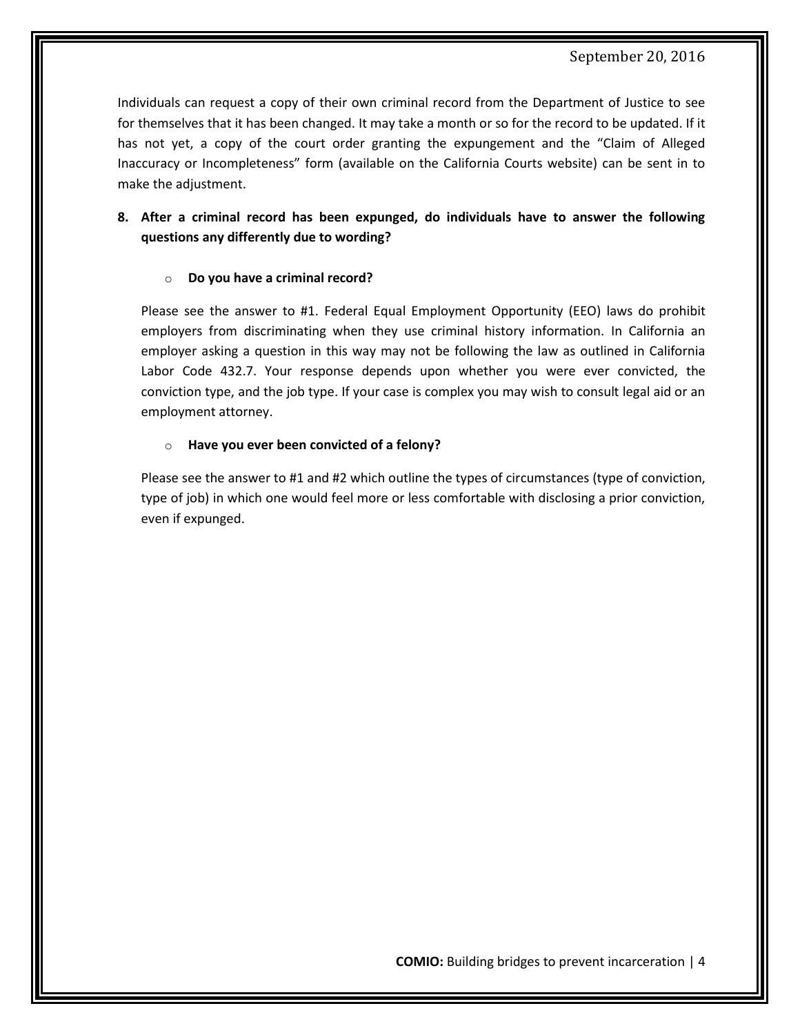Individuals can request a copy of their own criminal record from the Department of Justice to see for themselves that it has been changed. It may take a month or so for the record to be updated. If it has not yet, a copy of the court order granting the expungement and the "Claim of Alleged Inaccuracy or Incompleteness" form (available on the California Courts website) can be sent in to make the adjustment.

**8. After a criminal record has been expunged, do individuals have to answer the following questions any differently due to wording?**

- **Do you have a criminal record?**

Please see the answer to #1. Federal Equal Employment Opportunity (EEO) laws do prohibit employers from discriminating when they use criminal history information. In California an employer asking a question in this way may not be following the law as outlined in California Labor Code 432.7. Your response depends upon whether you were ever convicted, the conviction type, and the job type. If your case is complex you may wish to consult legal aid or an employment attorney.

- **Have you ever been convicted of a felony?**

Please see the answer to #1 and #2 which outline the types of circumstances (type of conviction, type of job) in which one would feel more or less comfortable with disclosing a prior conviction, even if expunged.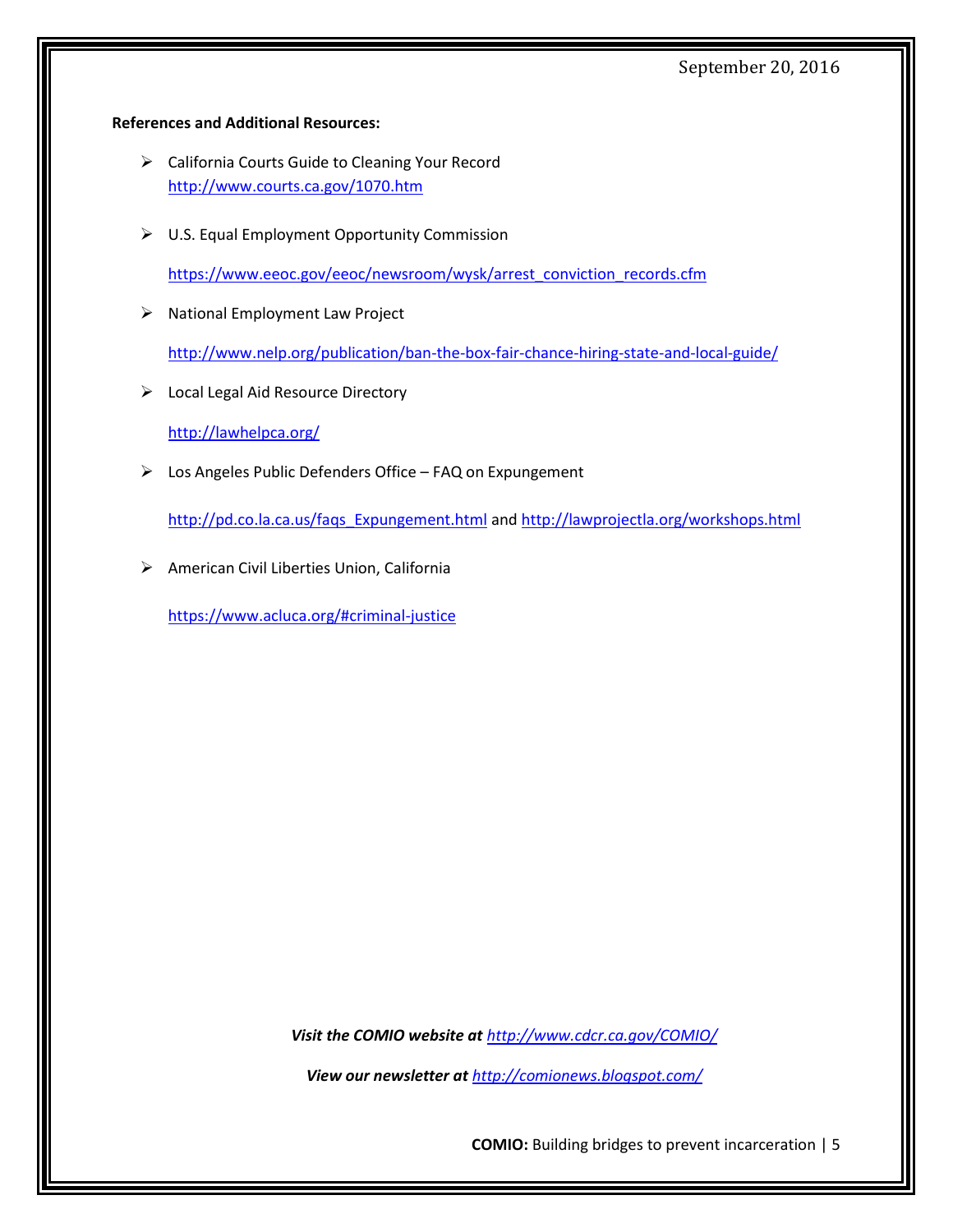September 20, 2016

**References and Additional Resources:**

- California Courts Guide to Cleaning Your Record
  http://www.courts.ca.gov/1070.htm

- U.S. Equal Employment Opportunity Commission

  https://www.eeoc.gov/eeoc/newsroom/wysk/arrest_conviction_records.cfm

- National Employment Law Project

  http://www.nelp.org/publication/ban-the-box-fair-chance-hiring-state-and-local-guide/

- Local Legal Aid Resource Directory

  http://lawhelpca.org/

- Los Angeles Public Defenders Office – FAQ on Expungement

  http://pd.co.la.ca.us/faqs_Expungement.html and http://lawprojectla.org/workshops.html

- American Civil Liberties Union, California

  https://www.acluca.org/#criminal-justice

***Visit the COMIO website at http://www.cdcr.ca.gov/COMIO/***

***View our newsletter at http://comionews.blogspot.com/***

**COMIO:** Building bridges to prevent incarceration